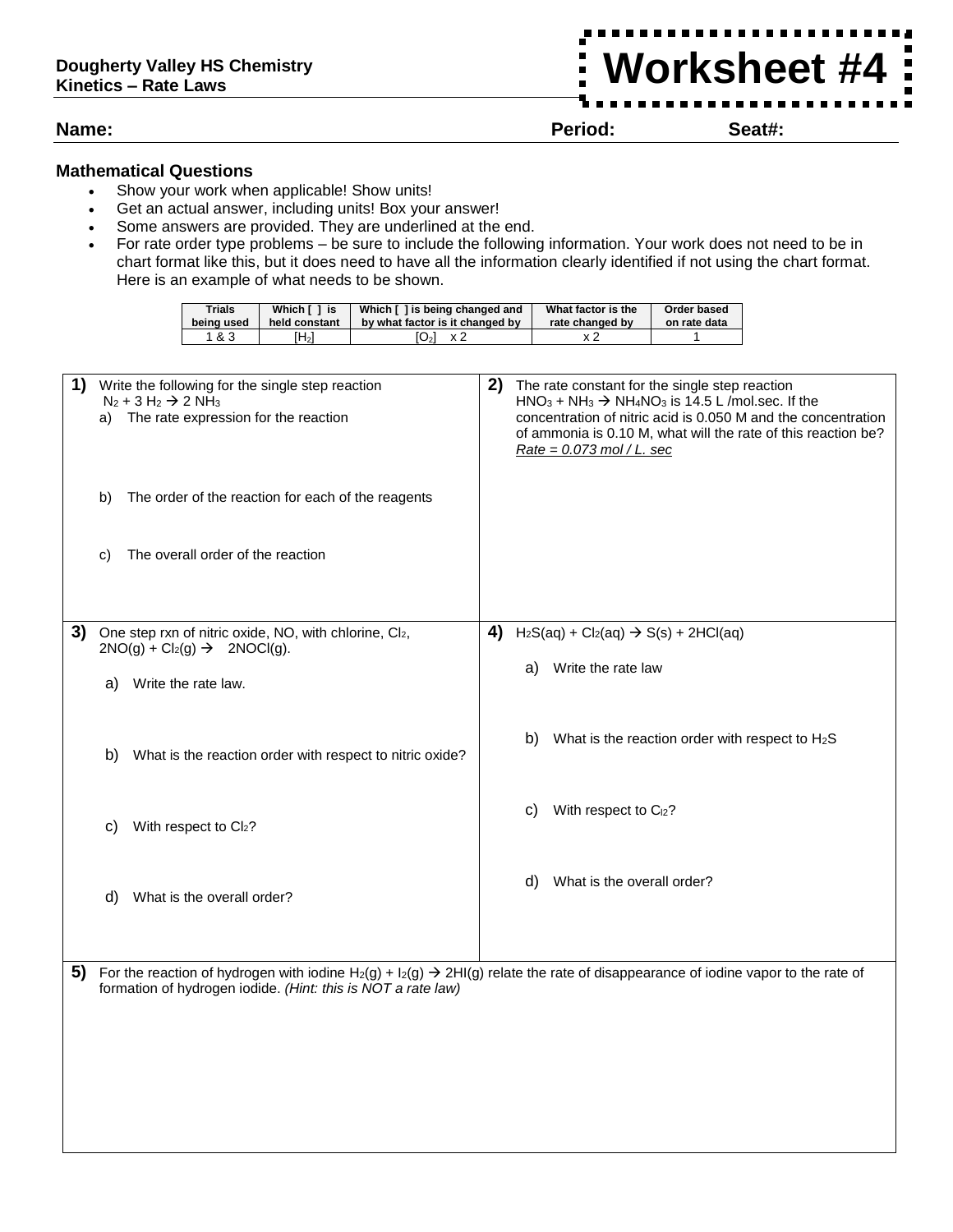**Dougherty Valley HS Chemistry**
**Kinetics – Rate Laws**

# Worksheet #4

**Name:** **Period:** **Seat#:**

## Mathematical Questions

- Show your work when applicable! Show units!
- Get an actual answer, including units! Box your answer!
- Some answers are provided. They are underlined at the end.
- For rate order type problems – be sure to include the following information. Your work does not need to be in chart format like this, but it does need to have all the information clearly identified if not using the chart format. Here is an example of what needs to be shown.

| Trials being used | Which [ ] is held constant | Which [ ] is being changed and by what factor is it changed by | What factor is the rate changed by | Order based on rate data |
|---|---|---|---|---|
| 1 & 3 | $[H_2]$ | $[O_2]$ x 2 | x 2 | 1 |

**1)** Write the following for the single step reaction
$N_2 + 3\,H_2 \rightarrow 2\,NH_3$

a) The rate expression for the reaction

b) The order of the reaction for each of the reagents

c) The overall order of the reaction

**2)** The rate constant for the single step reaction
$HNO_3 + NH_3 \rightarrow NH_4NO_3$ is 14.5 L /mol.sec. If the concentration of nitric acid is 0.050 M and the concentration of ammonia is 0.10 M, what will the rate of this reaction be?
*Rate = 0.073 mol / L. sec*

**3)** One step rxn of nitric oxide, NO, with chlorine, $Cl_2$,
$2NO(g) + Cl_2(g) \rightarrow 2NOCl(g)$.

a) Write the rate law.

b) What is the reaction order with respect to nitric oxide?

c) With respect to $Cl_2$?

d) What is the overall order?

**4)** $H_2S(aq) + Cl_2(aq) \rightarrow S(s) + 2HCl(aq)$

a) Write the rate law

b) What is the reaction order with respect to $H_2S$

c) With respect to $Cl_2$?

d) What is the overall order?

**5)** For the reaction of hydrogen with iodine $H_2(g) + I_2(g) \rightarrow 2HI(g)$ relate the rate of disappearance of iodine vapor to the rate of formation of hydrogen iodide. *(Hint: this is NOT a rate law)*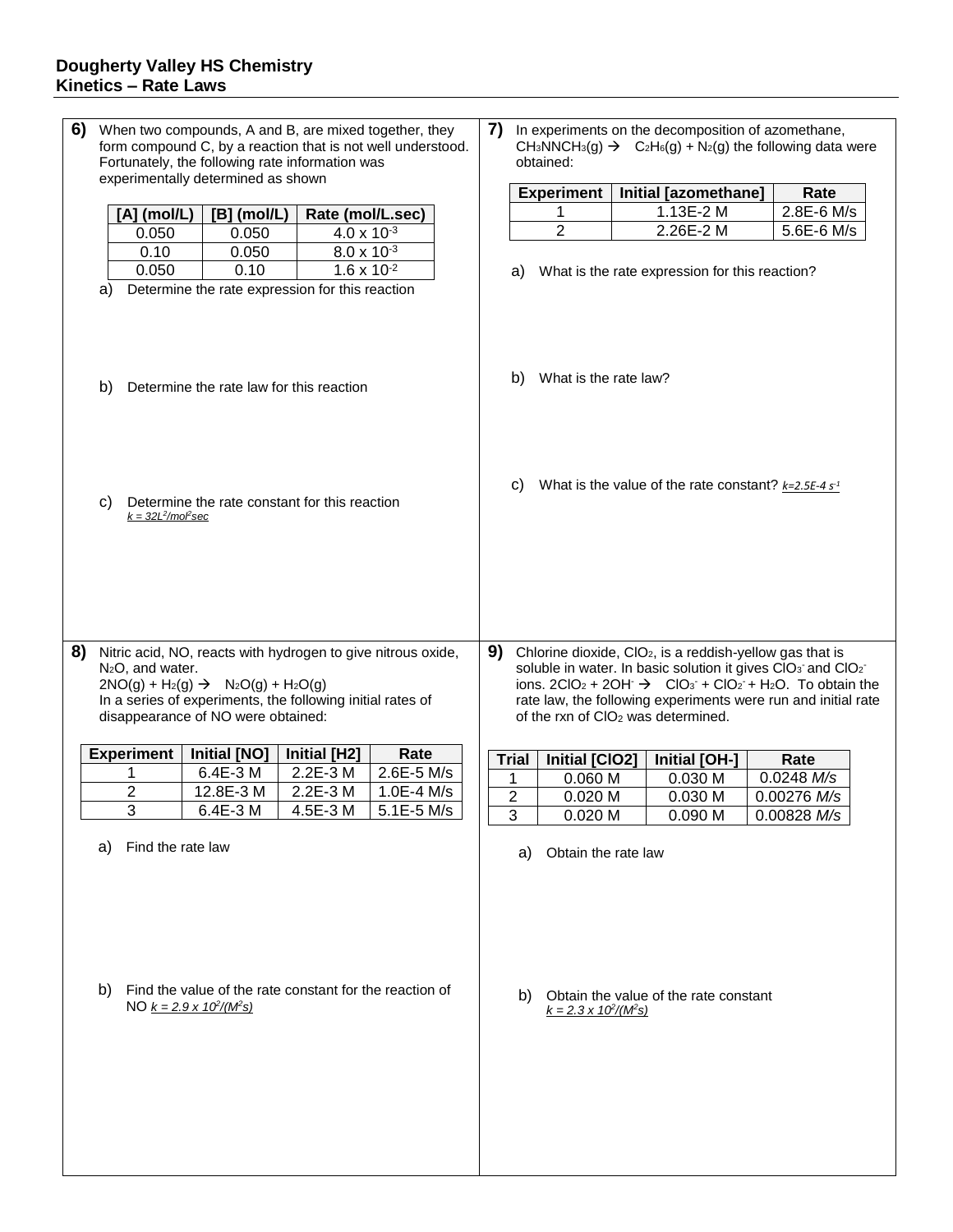## Dougherty Valley HS Chemistry
## Kinetics – Rate Laws

**6)** When two compounds, A and B, are mixed together, they form compound C, by a reaction that is not well understood. Fortunately, the following rate information was experimentally determined as shown

| [A] (mol/L) | [B] (mol/L) | Rate (mol/L.sec) |
|---|---|---|
| 0.050 | 0.050 | $4.0 \times 10^{-3}$ |
| 0.10 | 0.050 | $8.0 \times 10^{-3}$ |
| 0.050 | 0.10 | $1.6 \times 10^{-2}$ |

a) Determine the rate expression for this reaction

b) Determine the rate law for this reaction

c) Determine the rate constant for this reaction
*$k = 32 L^2/mol^2 sec$*

**7)** In experiments on the decomposition of azomethane, $CH_3NNCH_3(g) \rightarrow C_2H_6(g) + N_2(g)$ the following data were obtained:

| Experiment | Initial [azomethane] | Rate |
|---|---|---|
| 1 | 1.13E-2 M | 2.8E-6 M/s |
| 2 | 2.26E-2 M | 5.6E-6 M/s |

a) What is the rate expression for this reaction?

b) What is the rate law?

c) What is the value of the rate constant? *$k = 2.5E\text{-}4\ s^{-1}$*

**8)** Nitric acid, NO, reacts with hydrogen to give nitrous oxide, $N_2O$, and water.
$2NO(g) + H_2(g) \rightarrow N_2O(g) + H_2O(g)$
In a series of experiments, the following initial rates of disappearance of NO were obtained:

| Experiment | Initial [NO] | Initial [H2] | Rate |
|---|---|---|---|
| 1 | 6.4E-3 M | 2.2E-3 M | 2.6E-5 M/s |
| 2 | 12.8E-3 M | 2.2E-3 M | 1.0E-4 M/s |
| 3 | 6.4E-3 M | 4.5E-3 M | 5.1E-5 M/s |

a) Find the rate law

b) Find the value of the rate constant for the reaction of NO *$k = 2.9 \times 10^2/(M^2 s)$*

**9)** Chlorine dioxide, $ClO_2$, is a reddish-yellow gas that is soluble in water. In basic solution it gives $ClO_3^-$ and $ClO_2^-$ ions. $2ClO_2 + 2OH^- \rightarrow ClO_3^- + ClO_2^- + H_2O$. To obtain the rate law, the following experiments were run and initial rate of the rxn of $ClO_2$ was determined.

| Trial | Initial [ClO2] | Initial [OH-] | Rate |
|---|---|---|---|
| 1 | 0.060 M | 0.030 M | 0.0248 *M/s* |
| 2 | 0.020 M | 0.030 M | 0.00276 *M/s* |
| 3 | 0.020 M | 0.090 M | 0.00828 *M/s* |

a) Obtain the rate law

b) Obtain the value of the rate constant
*$k = 2.3 \times 10^2/(M^2 s)$*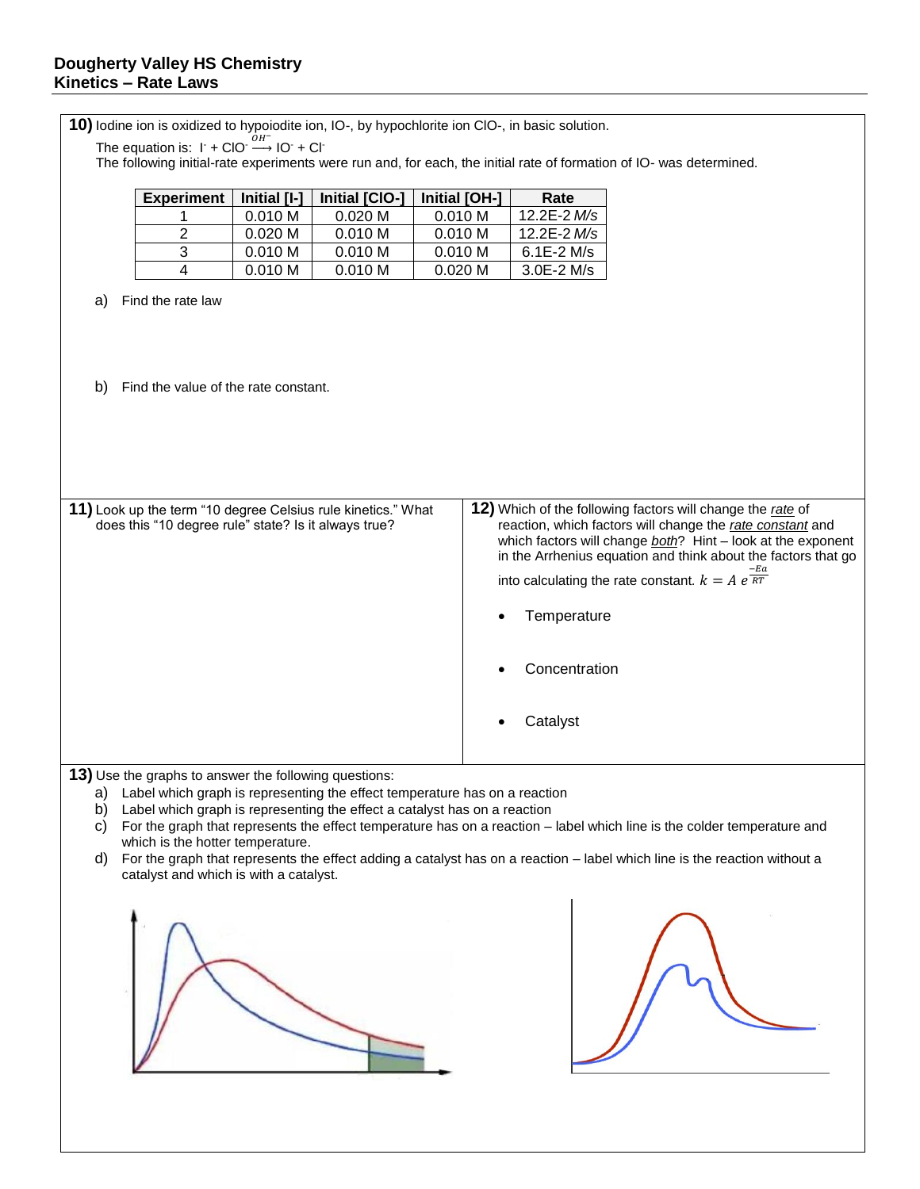## 10)

Iodine ion is oxidized to hypoiodite ion, IO-, by hypochlorite ion ClO-, in basic solution.

The equation is: $I^- + ClO^- \xrightarrow{OH^-} IO^- + Cl^-$

The following initial-rate experiments were run and, for each, the initial rate of formation of IO- was determined.

| Experiment | Initial [I-] | Initial [ClO-] | Initial [OH-] | Rate |
|---|---|---|---|---|
| 1 | 0.010 M | 0.020 M | 0.010 M | 12.2E-2 *M/s* |
| 2 | 0.020 M | 0.010 M | 0.010 M | 12.2E-2 *M/s* |
| 3 | 0.010 M | 0.010 M | 0.010 M | 6.1E-2 M/s |
| 4 | 0.010 M | 0.010 M | 0.020 M | 3.0E-2 M/s |

a) Find the rate law

b) Find the value of the rate constant.

## 11)

Look up the term "10 degree Celsius rule kinetics." What does this "10 degree rule" state? Is it always true?

## 12)

Which of the following factors will change the ***rate*** of reaction, which factors will change the ***rate constant*** and which factors will change ***both***? Hint – look at the exponent in the Arrhenius equation and think about the factors that go into calculating the rate constant. $k = A\,e^{\frac{-Ea}{RT}}$

- Temperature
- Concentration
- Catalyst

## 13)

Use the graphs to answer the following questions:

a) Label which graph is representing the effect temperature has on a reaction

b) Label which graph is representing the effect a catalyst has on a reaction

c) For the graph that represents the effect temperature has on a reaction – label which line is the colder temperature and which is the hotter temperature.

d) For the graph that represents the effect adding a catalyst has on a reaction – label which line is the reaction without a catalyst and which is with a catalyst.